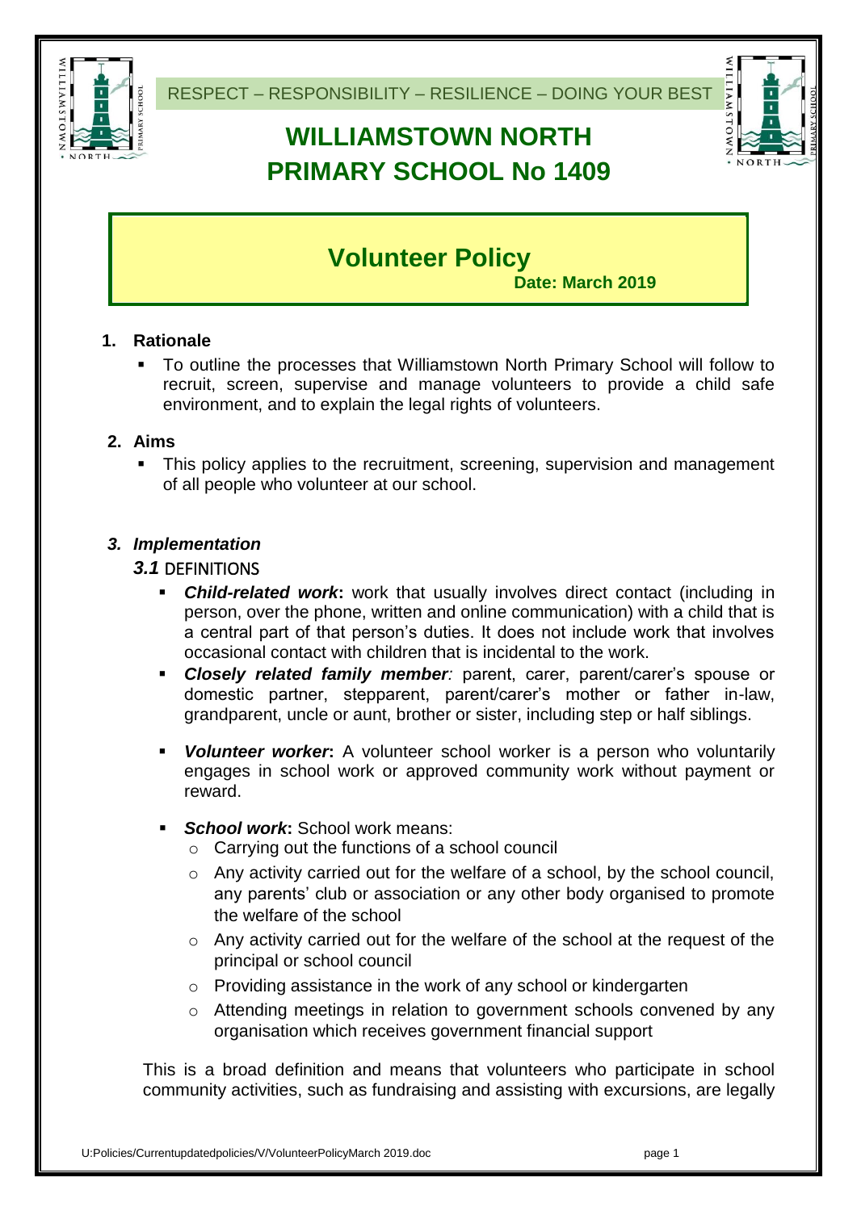RESPECT – RESPONSIBILITY – RESILIENCE – DOING YOUR BEST

# WILLIAMSTOWN NORTH PRIMARY SCHOOL No 1409

## Volunteer Policy

**Date: March 2019**

### 1. Rationale

- To outline the processes that Williamstown North Primary School will follow to recruit, screen, supervise and manage volunteers to provide a child safe environment, and to explain the legal rights of volunteers.

### 2. Aims

- This policy applies to the recruitment, screening, supervision and management of all people who volunteer at our school.

### *3. Implementation*

#### *3.1* DEFINITIONS

- ***Child-related work*:** work that usually involves direct contact (including in person, over the phone, written and online communication) with a child that is a central part of that person's duties. It does not include work that involves occasional contact with children that is incidental to the work.
- ***Closely related family member**:* parent, carer, parent/carer's spouse or domestic partner, stepparent, parent/carer's mother or father in-law, grandparent, uncle or aunt, brother or sister, including step or half siblings.
- ***Volunteer worker*:** A volunteer school worker is a person who voluntarily engages in school work or approved community work without payment or reward.
- ***School work*:** School work means:
  - Carrying out the functions of a school council
  - Any activity carried out for the welfare of a school, by the school council, any parents' club or association or any other body organised to promote the welfare of the school
  - Any activity carried out for the welfare of the school at the request of the principal or school council
  - Providing assistance in the work of any school or kindergarten
  - Attending meetings in relation to government schools convened by any organisation which receives government financial support

This is a broad definition and means that volunteers who participate in school community activities, such as fundraising and assisting with excursions, are legally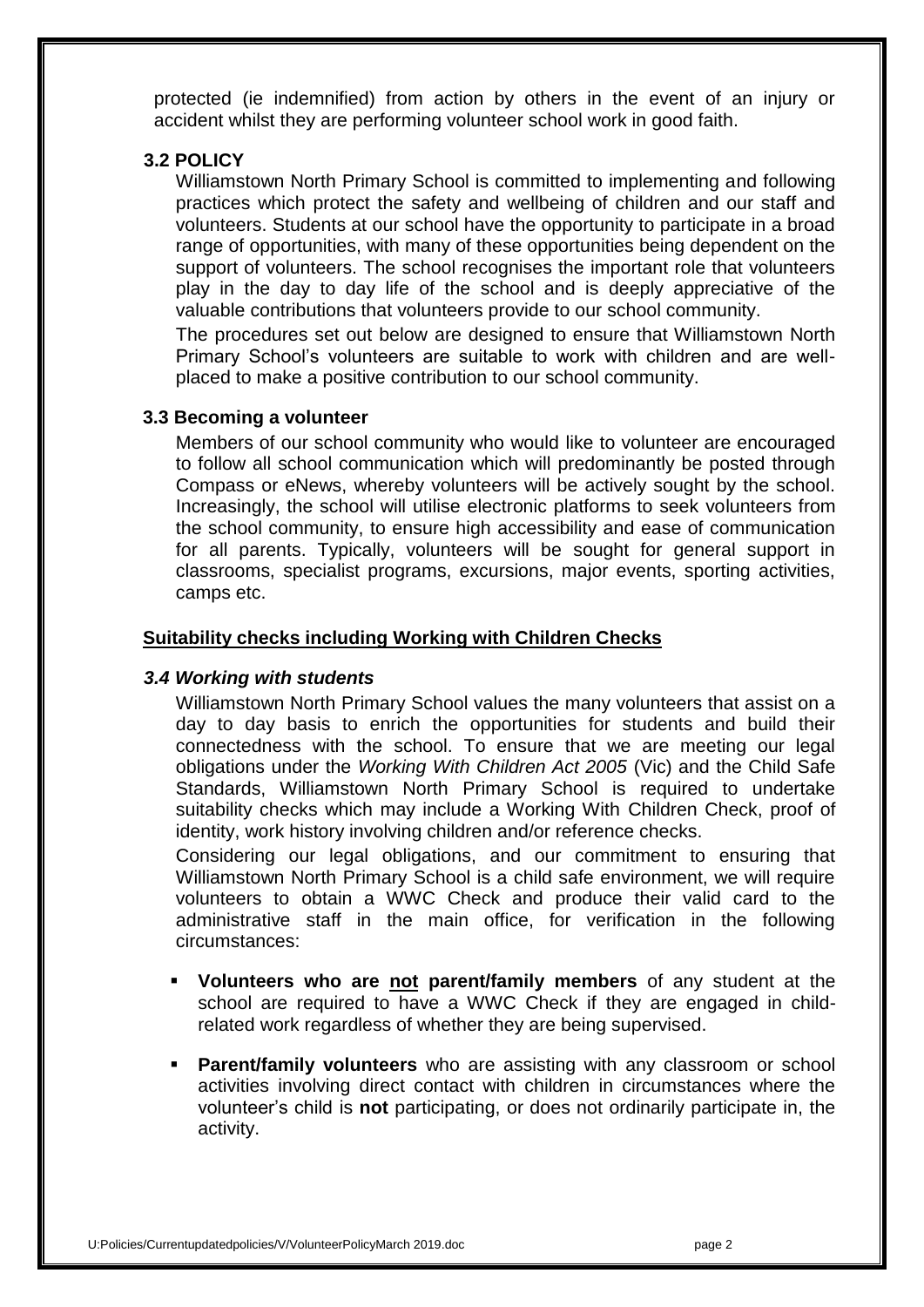protected (ie indemnified) from action by others in the event of an injury or accident whilst they are performing volunteer school work in good faith.

### 3.2 POLICY

Williamstown North Primary School is committed to implementing and following practices which protect the safety and wellbeing of children and our staff and volunteers. Students at our school have the opportunity to participate in a broad range of opportunities, with many of these opportunities being dependent on the support of volunteers. The school recognises the important role that volunteers play in the day to day life of the school and is deeply appreciative of the valuable contributions that volunteers provide to our school community.

The procedures set out below are designed to ensure that Williamstown North Primary School's volunteers are suitable to work with children and are well-placed to make a positive contribution to our school community.

### 3.3 Becoming a volunteer

Members of our school community who would like to volunteer are encouraged to follow all school communication which will predominantly be posted through Compass or eNews, whereby volunteers will be actively sought by the school. Increasingly, the school will utilise electronic platforms to seek volunteers from the school community, to ensure high accessibility and ease of communication for all parents. Typically, volunteers will be sought for general support in classrooms, specialist programs, excursions, major events, sporting activities, camps etc.

## Suitability checks including Working with Children Checks

### *3.4 Working with students*

Williamstown North Primary School values the many volunteers that assist on a day to day basis to enrich the opportunities for students and build their connectedness with the school. To ensure that we are meeting our legal obligations under the *Working With Children Act 2005* (Vic) and the Child Safe Standards, Williamstown North Primary School is required to undertake suitability checks which may include a Working With Children Check, proof of identity, work history involving children and/or reference checks.

Considering our legal obligations, and our commitment to ensuring that Williamstown North Primary School is a child safe environment, we will require volunteers to obtain a WWC Check and produce their valid card to the administrative staff in the main office, for verification in the following circumstances:

- **Volunteers who are <u>not</u> parent/family members** of any student at the school are required to have a WWC Check if they are engaged in child-related work regardless of whether they are being supervised.
- **Parent/family volunteers** who are assisting with any classroom or school activities involving direct contact with children in circumstances where the volunteer's child is **not** participating, or does not ordinarily participate in, the activity.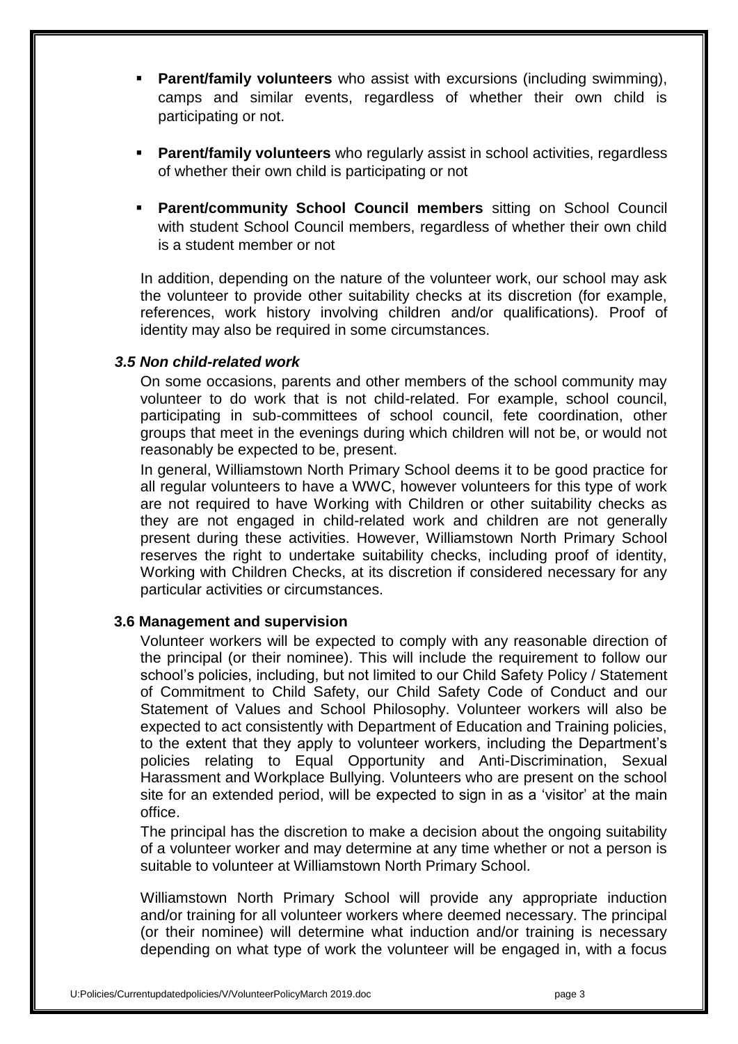- **Parent/family volunteers** who assist with excursions (including swimming), camps and similar events, regardless of whether their own child is participating or not.

- **Parent/family volunteers** who regularly assist in school activities, regardless of whether their own child is participating or not

- **Parent/community School Council members** sitting on School Council with student School Council members, regardless of whether their own child is a student member or not

In addition, depending on the nature of the volunteer work, our school may ask the volunteer to provide other suitability checks at its discretion (for example, references, work history involving children and/or qualifications). Proof of identity may also be required in some circumstances.

### *3.5 Non child-related work*

On some occasions, parents and other members of the school community may volunteer to do work that is not child-related. For example, school council, participating in sub-committees of school council, fete coordination, other groups that meet in the evenings during which children will not be, or would not reasonably be expected to be, present.

In general, Williamstown North Primary School deems it to be good practice for all regular volunteers to have a WWC, however volunteers for this type of work are not required to have Working with Children or other suitability checks as they are not engaged in child-related work and children are not generally present during these activities. However, Williamstown North Primary School reserves the right to undertake suitability checks, including proof of identity, Working with Children Checks, at its discretion if considered necessary for any particular activities or circumstances.

### 3.6 Management and supervision

Volunteer workers will be expected to comply with any reasonable direction of the principal (or their nominee). This will include the requirement to follow our school's policies, including, but not limited to our Child Safety Policy / Statement of Commitment to Child Safety, our Child Safety Code of Conduct and our Statement of Values and School Philosophy. Volunteer workers will also be expected to act consistently with Department of Education and Training policies, to the extent that they apply to volunteer workers, including the Department's policies relating to Equal Opportunity and Anti-Discrimination, Sexual Harassment and Workplace Bullying. Volunteers who are present on the school site for an extended period, will be expected to sign in as a 'visitor' at the main office.

The principal has the discretion to make a decision about the ongoing suitability of a volunteer worker and may determine at any time whether or not a person is suitable to volunteer at Williamstown North Primary School.

Williamstown North Primary School will provide any appropriate induction and/or training for all volunteer workers where deemed necessary. The principal (or their nominee) will determine what induction and/or training is necessary depending on what type of work the volunteer will be engaged in, with a focus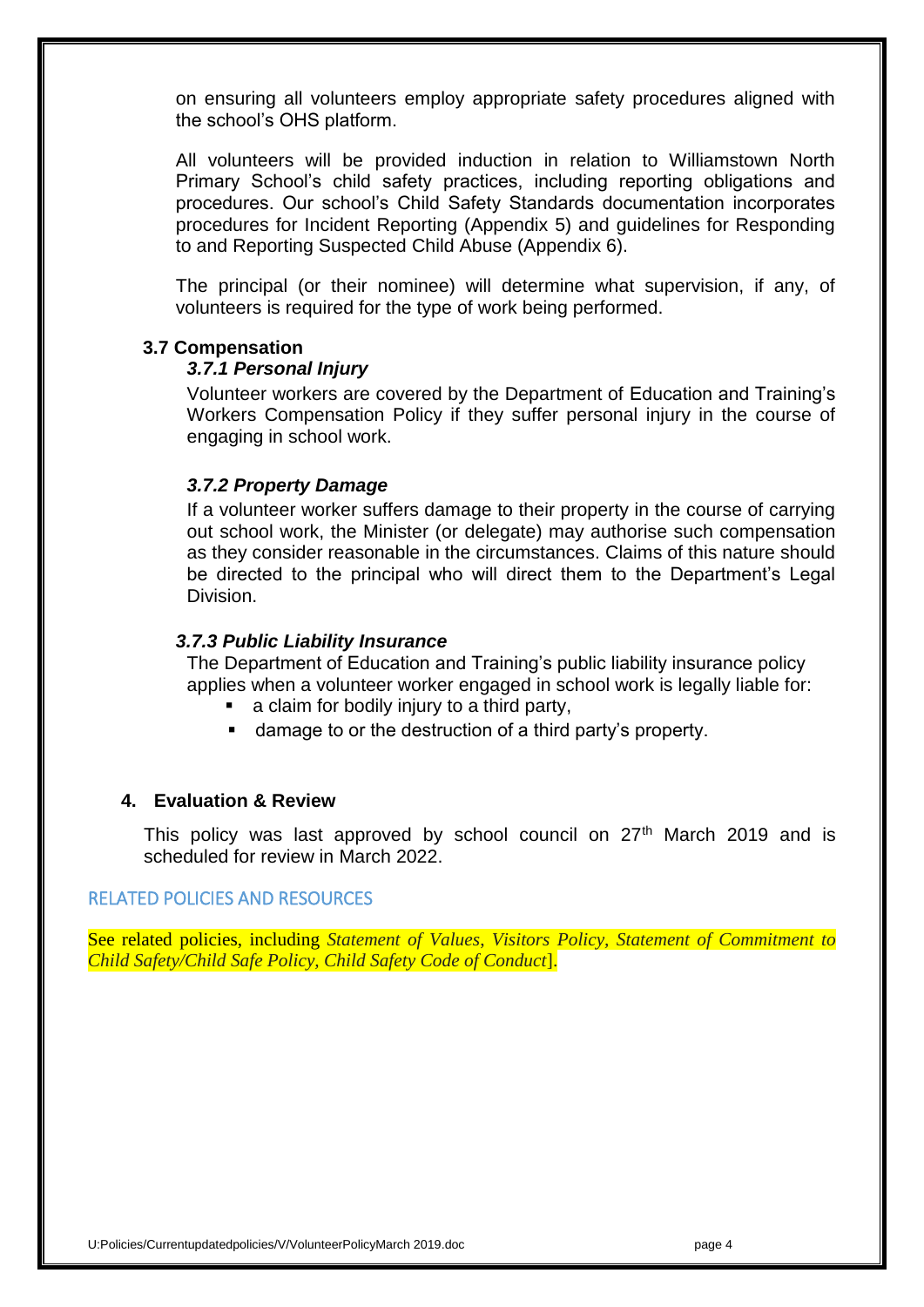on ensuring all volunteers employ appropriate safety procedures aligned with the school's OHS platform.

All volunteers will be provided induction in relation to Williamstown North Primary School's child safety practices, including reporting obligations and procedures. Our school's Child Safety Standards documentation incorporates procedures for Incident Reporting (Appendix 5) and guidelines for Responding to and Reporting Suspected Child Abuse (Appendix 6).

The principal (or their nominee) will determine what supervision, if any, of volunteers is required for the type of work being performed.

### 3.7 Compensation

#### *3.7.1 Personal Injury*

Volunteer workers are covered by the Department of Education and Training's Workers Compensation Policy if they suffer personal injury in the course of engaging in school work.

#### *3.7.2 Property Damage*

If a volunteer worker suffers damage to their property in the course of carrying out school work, the Minister (or delegate) may authorise such compensation as they consider reasonable in the circumstances. Claims of this nature should be directed to the principal who will direct them to the Department's Legal Division.

#### *3.7.3 Public Liability Insurance*

The Department of Education and Training's public liability insurance policy applies when a volunteer worker engaged in school work is legally liable for:

- a claim for bodily injury to a third party,
- damage to or the destruction of a third party's property.

## 4. Evaluation & Review

This policy was last approved by school council on 27th March 2019 and is scheduled for review in March 2022.

## RELATED POLICIES AND RESOURCES

See related policies, including *Statement of Values, Visitors Policy, Statement of Commitment to Child Safety/Child Safe Policy, Child Safety Code of Conduct*].